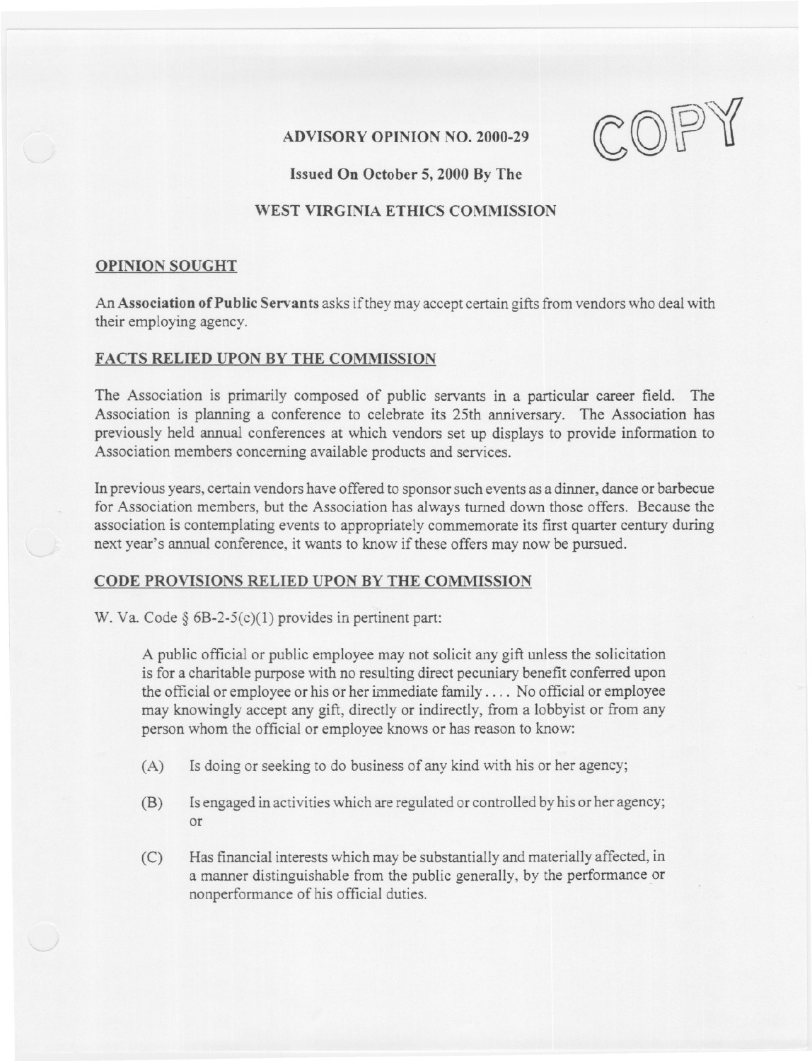# ADVISORY OPINION NO. 2000-29

COPY

**Issued On October 5, 2000 By The**

**WEST VIRGINIA ETHICS COMMISSION**

## OPINION SOUGHT

An **Association of Public Servants** asks if they may accept certain gifts from vendors who deal with their employing agency.

## FACTS RELIED UPON BY THE COMMISSION

The Association is primarily composed of public servants in a particular career field. The Association is planning a conference to celebrate its 25th anniversary. The Association has previously held annual conferences at which vendors set up displays to provide information to Association members concerning available products and services.

In previous years, certain vendors have offered to sponsor such events as a dinner, dance or barbecue for Association members, but the Association has always turned down those offers. Because the association is contemplating events to appropriately commemorate its first quarter century during next year's annual conference, it wants to know if these offers may now be pursued.

## CODE PROVISIONS RELIED UPON BY THE COMMISSION

W. Va. Code § 6B-2-5(c)(1) provides in pertinent part:

> A public official or public employee may not solicit any gift unless the solicitation is for a charitable purpose with no resulting direct pecuniary benefit conferred upon the official or employee or his or her immediate family . . . . No official or employee may knowingly accept any gift, directly or indirectly, from a lobbyist or from any person whom the official or employee knows or has reason to know:
>
> (A) Is doing or seeking to do business of any kind with his or her agency;
>
> (B) Is engaged in activities which are regulated or controlled by his or her agency; or
>
> (C) Has financial interests which may be substantially and materially affected, in a manner distinguishable from the public generally, by the performance or nonperformance of his official duties.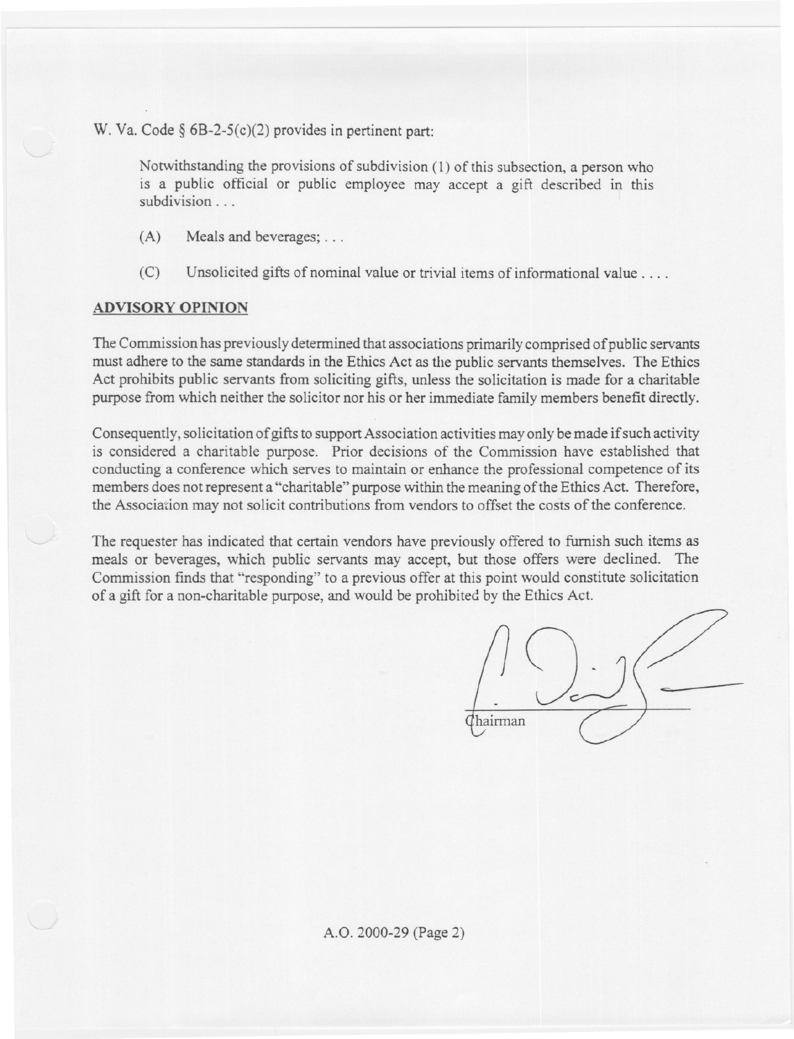W. Va. Code § 6B-2-5(c)(2) provides in pertinent part:

> Notwithstanding the provisions of subdivision (1) of this subsection, a person who is a public official or public employee may accept a gift described in this subdivision . . .
>
> (A) Meals and beverages; . . .
>
> (C) Unsolicited gifts of nominal value or trivial items of informational value . . . .

## ADVISORY OPINION

The Commission has previously determined that associations primarily comprised of public servants must adhere to the same standards in the Ethics Act as the public servants themselves. The Ethics Act prohibits public servants from soliciting gifts, unless the solicitation is made for a charitable purpose from which neither the solicitor nor his or her immediate family members benefit directly.

Consequently, solicitation of gifts to support Association activities may only be made if such activity is considered a charitable purpose. Prior decisions of the Commission have established that conducting a conference which serves to maintain or enhance the professional competence of its members does not represent a "charitable" purpose within the meaning of the Ethics Act. Therefore, the Association may not solicit contributions from vendors to offset the costs of the conference.

The requester has indicated that certain vendors have previously offered to furnish such items as meals or beverages, which public servants may accept, but those offers were declined. The Commission finds that "responding" to a previous offer at this point would constitute solicitation of a gift for a non-charitable purpose, and would be prohibited by the Ethics Act.

Chairman

A.O. 2000-29 (Page 2)